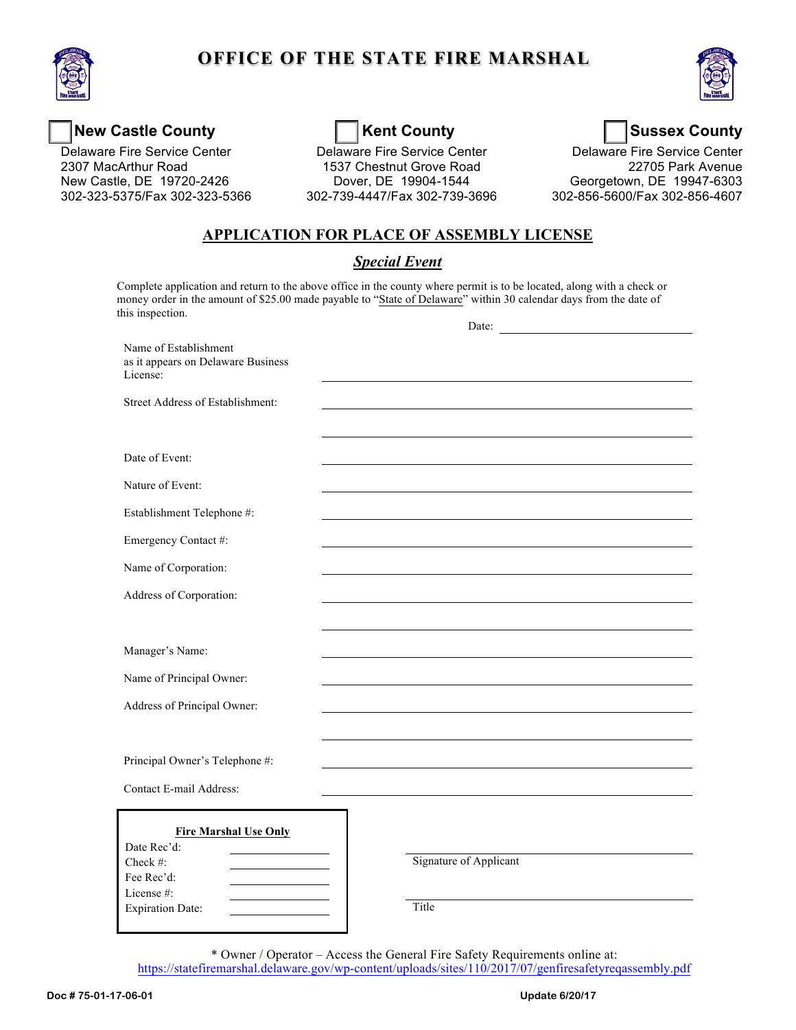# OFFICE OF THE STATE FIRE MARSHAL

| ☐ **New Castle County** | ☐ **Kent County** | ☐ **Sussex County** |
|---|---|---|
| Delaware Fire Service Center | Delaware Fire Service Center | Delaware Fire Service Center |
| 2307 MacArthur Road | 1537 Chestnut Grove Road | 22705 Park Avenue |
| New Castle, DE 19720-2426 | Dover, DE 19904-1544 | Georgetown, DE 19947-6303 |
| 302-323-5375/Fax 302-323-5366 | 302-739-4447/Fax 302-739-3696 | 302-856-5600/Fax 302-856-4607 |

## APPLICATION FOR PLACE OF ASSEMBLY LICENSE

### *Special Event*

Complete application and return to the above office in the county where permit is to be located, along with a check or money order in the amount of $25.00 made payable to "State of Delaware" within 30 calendar days from the date of this inspection.

Date: ____________________

Name of Establishment as it appears on Delaware Business License: ____________________

Street Address of Establishment: ____________________

____________________

Date of Event: ____________________

Nature of Event: ____________________

Establishment Telephone #: ____________________

Emergency Contact #: ____________________

Name of Corporation: ____________________

Address of Corporation: ____________________

____________________

Manager's Name: ____________________

Name of Principal Owner: ____________________

Address of Principal Owner: ____________________

____________________

Principal Owner's Telephone #: ____________________

Contact E-mail Address: ____________________

**Fire Marshal Use Only**

Date Rec'd: ____________

Check #: ____________

Fee Rec'd: ____________

License #: ____________

Expiration Date: ____________

____________________
Signature of Applicant

____________________
Title

\* Owner / Operator – Access the General Fire Safety Requirements online at:
https://statefiremarshal.delaware.gov/wp-content/uploads/sites/110/2017/07/genfiresafetyreqassembly.pdf

Doc # 75-01-17-06-01 Update 6/20/17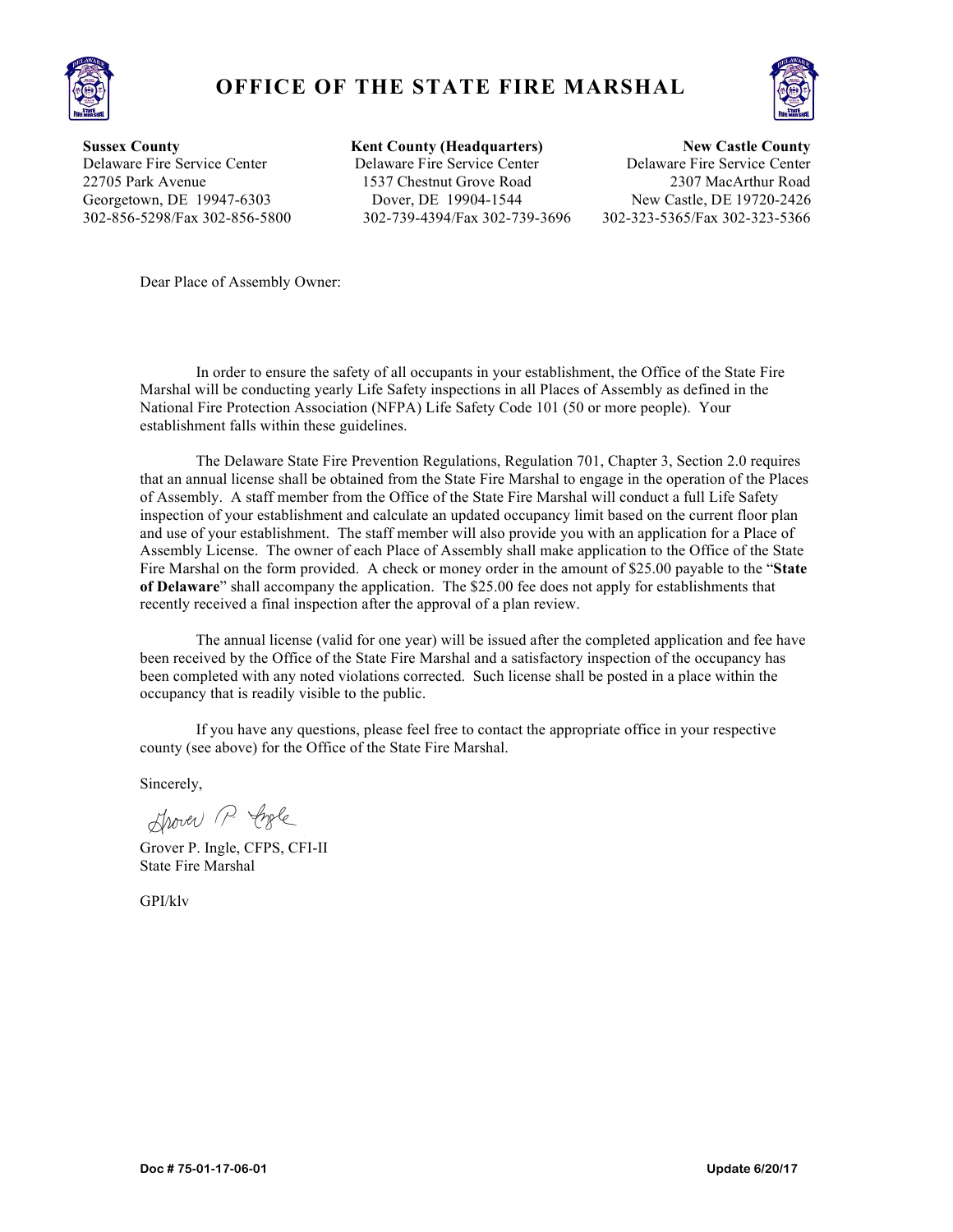# OFFICE OF THE STATE FIRE MARSHAL

**Sussex County**
Delaware Fire Service Center
22705 Park Avenue
Georgetown, DE 19947-6303
302-856-5298/Fax 302-856-5800

**Kent County (Headquarters)**
Delaware Fire Service Center
1537 Chestnut Grove Road
Dover, DE 19904-1544
302-739-4394/Fax 302-739-3696

**New Castle County**
Delaware Fire Service Center
2307 MacArthur Road
New Castle, DE 19720-2426
302-323-5365/Fax 302-323-5366

Dear Place of Assembly Owner:

In order to ensure the safety of all occupants in your establishment, the Office of the State Fire Marshal will be conducting yearly Life Safety inspections in all Places of Assembly as defined in the National Fire Protection Association (NFPA) Life Safety Code 101 (50 or more people). Your establishment falls within these guidelines.

The Delaware State Fire Prevention Regulations, Regulation 701, Chapter 3, Section 2.0 requires that an annual license shall be obtained from the State Fire Marshal to engage in the operation of the Places of Assembly. A staff member from the Office of the State Fire Marshal will conduct a full Life Safety inspection of your establishment and calculate an updated occupancy limit based on the current floor plan and use of your establishment. The staff member will also provide you with an application for a Place of Assembly License. The owner of each Place of Assembly shall make application to the Office of the State Fire Marshal on the form provided. A check or money order in the amount of $25.00 payable to the "**State of Delaware**" shall accompany the application. The $25.00 fee does not apply for establishments that recently received a final inspection after the approval of a plan review.

The annual license (valid for one year) will be issued after the completed application and fee have been received by the Office of the State Fire Marshal and a satisfactory inspection of the occupancy has been completed with any noted violations corrected. Such license shall be posted in a place within the occupancy that is readily visible to the public.

If you have any questions, please feel free to contact the appropriate office in your respective county (see above) for the Office of the State Fire Marshal.

Sincerely,

Grover P. Ingle, CFPS, CFI-II
State Fire Marshal

GPI/klv

**Doc # 75-01-17-06-01** **Update 6/20/17**